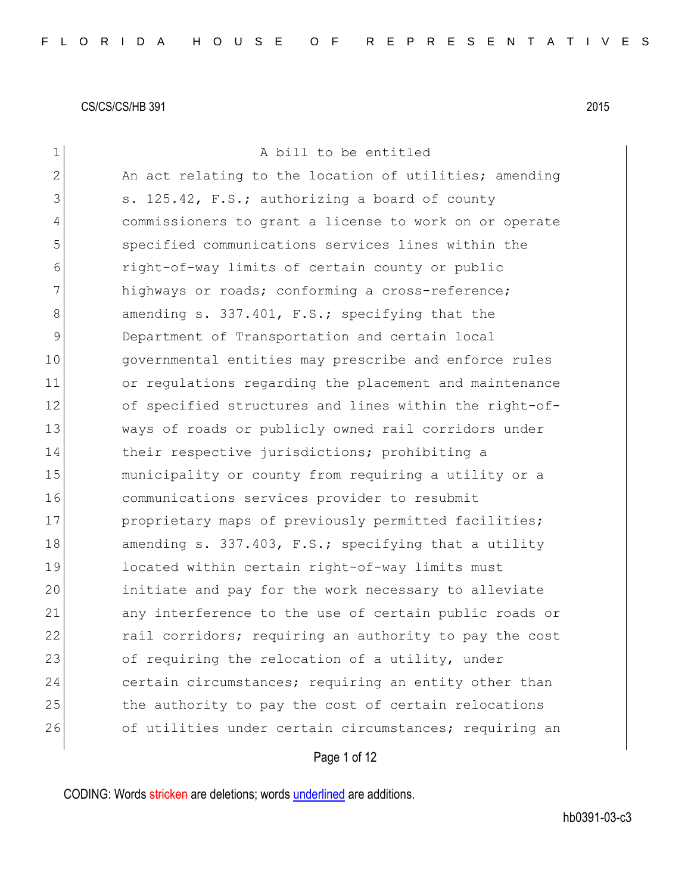CS/CS/CS/HB 391 2015

A bill to be entitled

An act relating to the location of utilities; amending s. 125.42, F.S.; authorizing a board of county commissioners to grant a license to work on or operate specified communications services lines within the right-of-way limits of certain county or public highways or roads; conforming a cross-reference; amending s. 337.401, F.S.; specifying that the Department of Transportation and certain local governmental entities may prescribe and enforce rules or regulations regarding the placement and maintenance of specified structures and lines within the right-of-ways of roads or publicly owned rail corridors under their respective jurisdictions; prohibiting a municipality or county from requiring a utility or a communications services provider to resubmit proprietary maps of previously permitted facilities; amending s. 337.403, F.S.; specifying that a utility located within certain right-of-way limits must initiate and pay for the work necessary to alleviate any interference to the use of certain public roads or rail corridors; requiring an authority to pay the cost of requiring the relocation of a utility, under certain circumstances; requiring an entity other than the authority to pay the cost of certain relocations of utilities under certain circumstances; requiring an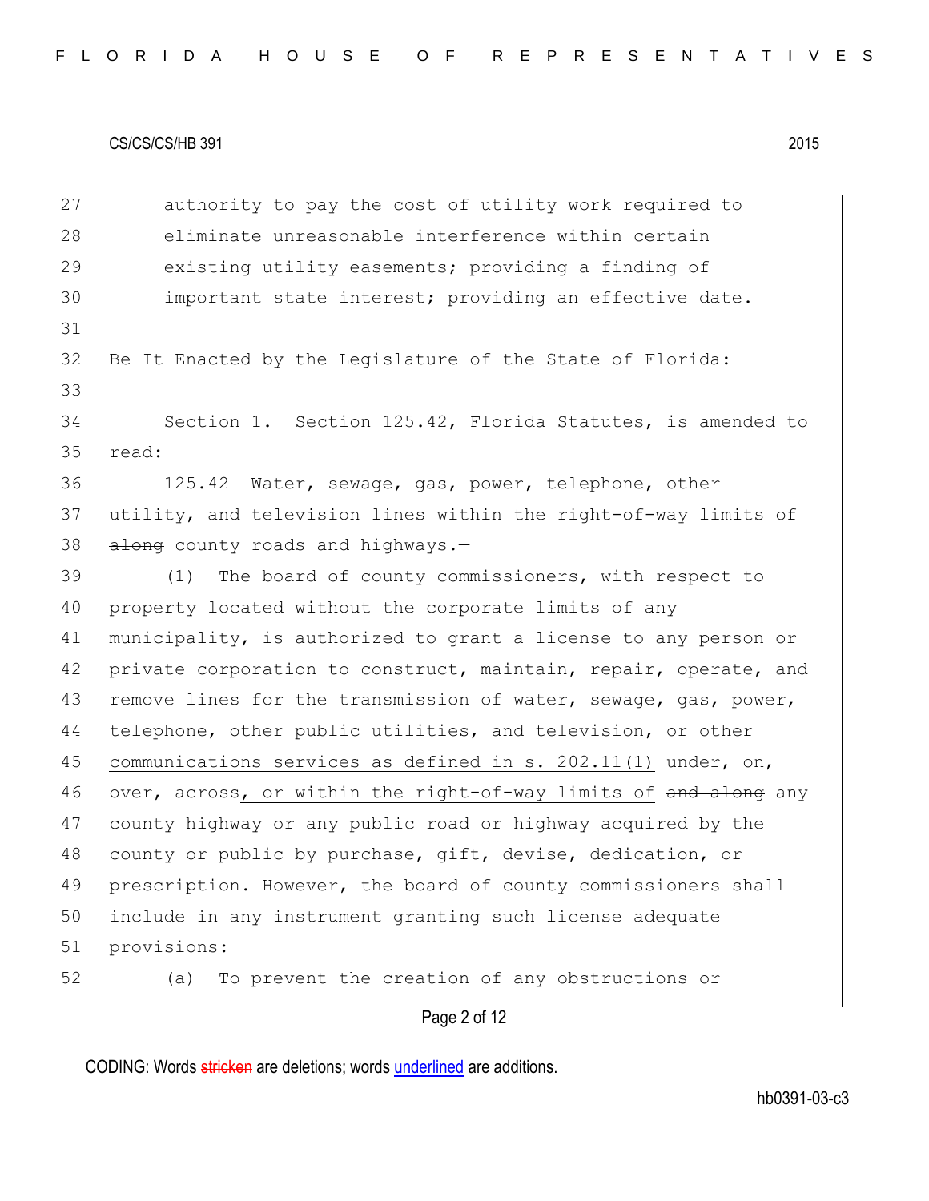authority to pay the cost of utility work required to eliminate unreasonable interference within certain existing utility easements; providing a finding of important state interest; providing an effective date.

Be It Enacted by the Legislature of the State of Florida:

Section 1. Section 125.42, Florida Statutes, is amended to read:

125.42 Water, sewage, gas, power, telephone, other utility, and television lines within the right-of-way limits of ~~along~~ county roads and highways.—

(1) The board of county commissioners, with respect to property located without the corporate limits of any municipality, is authorized to grant a license to any person or private corporation to construct, maintain, repair, operate, and remove lines for the transmission of water, sewage, gas, power, telephone, other public utilities, and television, or other communications services as defined in s. 202.11(1) under, on, over, across, or within the right-of-way limits of ~~and along~~ any county highway or any public road or highway acquired by the county or public by purchase, gift, devise, dedication, or prescription. However, the board of county commissioners shall include in any instrument granting such license adequate provisions:

(a) To prevent the creation of any obstructions or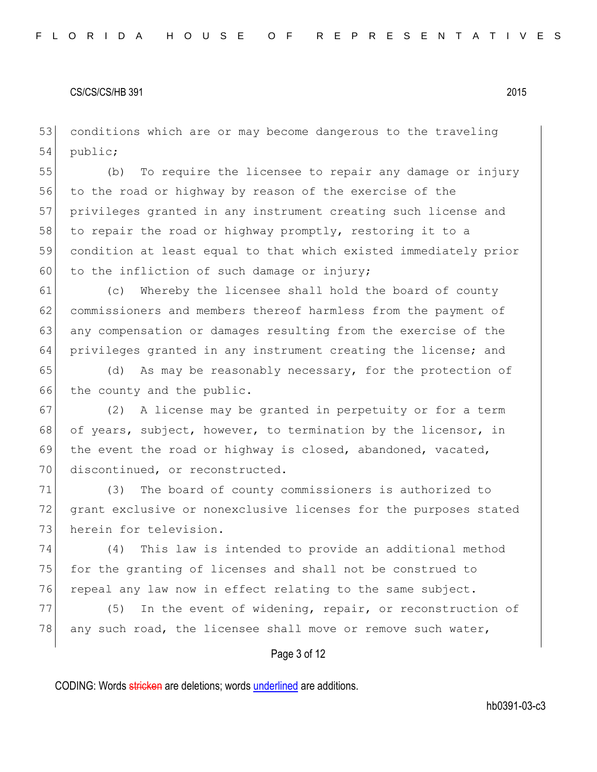conditions which are or may become dangerous to the traveling public;

(b) To require the licensee to repair any damage or injury to the road or highway by reason of the exercise of the privileges granted in any instrument creating such license and to repair the road or highway promptly, restoring it to a condition at least equal to that which existed immediately prior to the infliction of such damage or injury;

(c) Whereby the licensee shall hold the board of county commissioners and members thereof harmless from the payment of any compensation or damages resulting from the exercise of the privileges granted in any instrument creating the license; and

(d) As may be reasonably necessary, for the protection of the county and the public.

(2) A license may be granted in perpetuity or for a term of years, subject, however, to termination by the licensor, in the event the road or highway is closed, abandoned, vacated, discontinued, or reconstructed.

(3) The board of county commissioners is authorized to grant exclusive or nonexclusive licenses for the purposes stated herein for television.

(4) This law is intended to provide an additional method for the granting of licenses and shall not be construed to repeal any law now in effect relating to the same subject.

(5) In the event of widening, repair, or reconstruction of any such road, the licensee shall move or remove such water,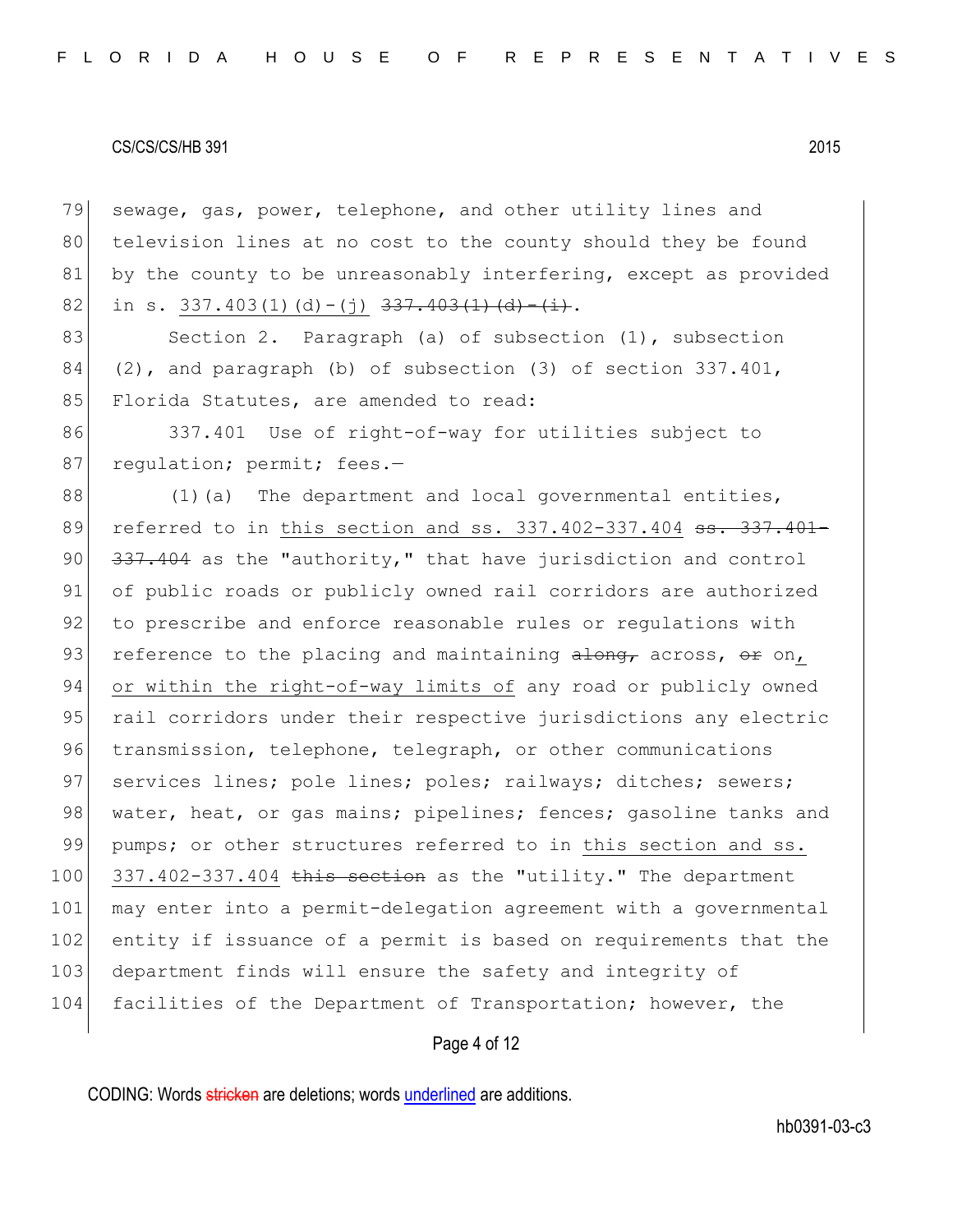79 sewage, gas, power, telephone, and other utility lines and
80 television lines at no cost to the county should they be found
81 by the county to be unreasonably interfering, except as provided
82 in s. <u>337.403(1)(d)-(j)</u> ~~337.403(1)(d)-(i)~~.

83 Section 2. Paragraph (a) of subsection (1), subsection
84 (2), and paragraph (b) of subsection (3) of section 337.401,
85 Florida Statutes, are amended to read:

86 337.401 Use of right-of-way for utilities subject to
87 regulation; permit; fees.—

88 (1)(a) The department and local governmental entities,
89 referred to in <u>this section and ss. 337.402-337.404</u> ~~ss. 337.401-~~
90 ~~337.404~~ as the "authority," that have jurisdiction and control
91 of public roads or publicly owned rail corridors are authorized
92 to prescribe and enforce reasonable rules or regulations with
93 reference to the placing and maintaining ~~along,~~ across, ~~or~~ on<u>,</u>
94 <u>or within the right-of-way limits of</u> any road or publicly owned
95 rail corridors under their respective jurisdictions any electric
96 transmission, telephone, telegraph, or other communications
97 services lines; pole lines; poles; railways; ditches; sewers;
98 water, heat, or gas mains; pipelines; fences; gasoline tanks and
99 pumps; or other structures referred to in <u>this section and ss.</u>
100 <u>337.402-337.404</u> ~~this section~~ as the "utility." The department
101 may enter into a permit-delegation agreement with a governmental
102 entity if issuance of a permit is based on requirements that the
103 department finds will ensure the safety and integrity of
104 facilities of the Department of Transportation; however, the

CODING: Words ~~stricken~~ are deletions; words <u>underlined</u> are additions.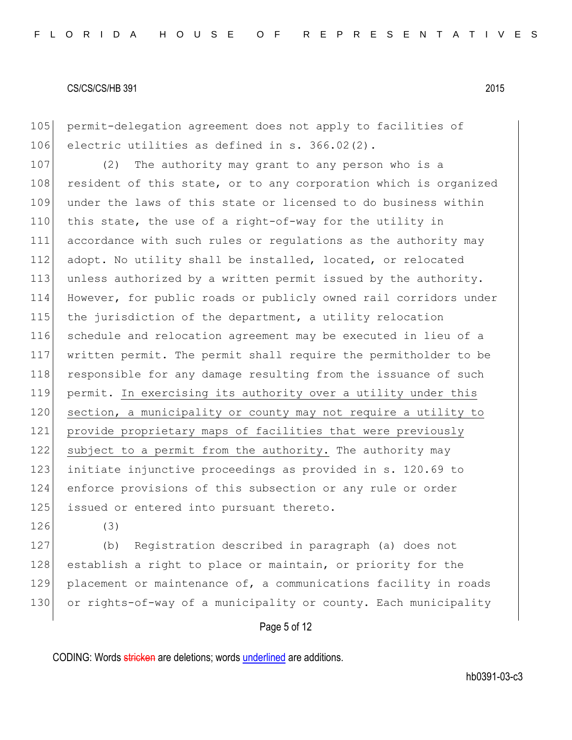permit-delegation agreement does not apply to facilities of electric utilities as defined in s. 366.02(2).

(2) The authority may grant to any person who is a resident of this state, or to any corporation which is organized under the laws of this state or licensed to do business within this state, the use of a right-of-way for the utility in accordance with such rules or regulations as the authority may adopt. No utility shall be installed, located, or relocated unless authorized by a written permit issued by the authority. However, for public roads or publicly owned rail corridors under the jurisdiction of the department, a utility relocation schedule and relocation agreement may be executed in lieu of a written permit. The permit shall require the permitholder to be responsible for any damage resulting from the issuance of such permit. <u>In exercising its authority over a utility under this section, a municipality or county may not require a utility to provide proprietary maps of facilities that were previously subject to a permit from the authority.</u> The authority may initiate injunctive proceedings as provided in s. 120.69 to enforce provisions of this subsection or any rule or order issued or entered into pursuant thereto.

(3)

(b) Registration described in paragraph (a) does not establish a right to place or maintain, or priority for the placement or maintenance of, a communications facility in roads or rights-of-way of a municipality or county. Each municipality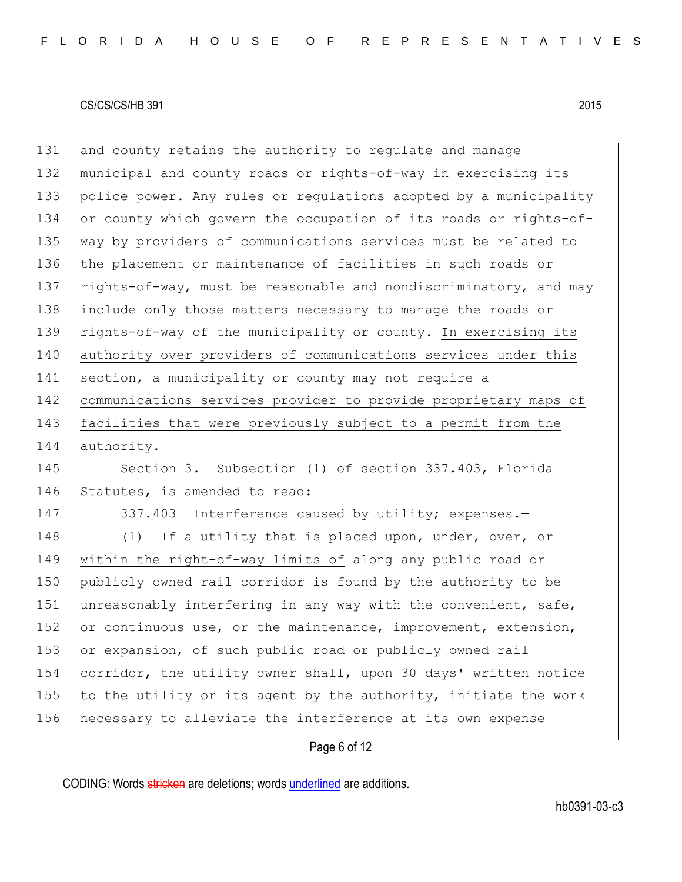and county retains the authority to regulate and manage municipal and county roads or rights-of-way in exercising its police power. Any rules or regulations adopted by a municipality or county which govern the occupation of its roads or rights-of-way by providers of communications services must be related to the placement or maintenance of facilities in such roads or rights-of-way, must be reasonable and nondiscriminatory, and may include only those matters necessary to manage the roads or rights-of-way of the municipality or county. <u>In exercising its authority over providers of communications services under this section, a municipality or county may not require a communications services provider to provide proprietary maps of facilities that were previously subject to a permit from the authority.</u>

Section 3. Subsection (1) of section 337.403, Florida Statutes, is amended to read:

337.403 Interference caused by utility; expenses.—

(1) If a utility that is placed upon, under, over, or <u>within the right-of-way limits of</u> ~~along~~ any public road or publicly owned rail corridor is found by the authority to be unreasonably interfering in any way with the convenient, safe, or continuous use, or the maintenance, improvement, extension, or expansion, of such public road or publicly owned rail corridor, the utility owner shall, upon 30 days' written notice to the utility or its agent by the authority, initiate the work necessary to alleviate the interference at its own expense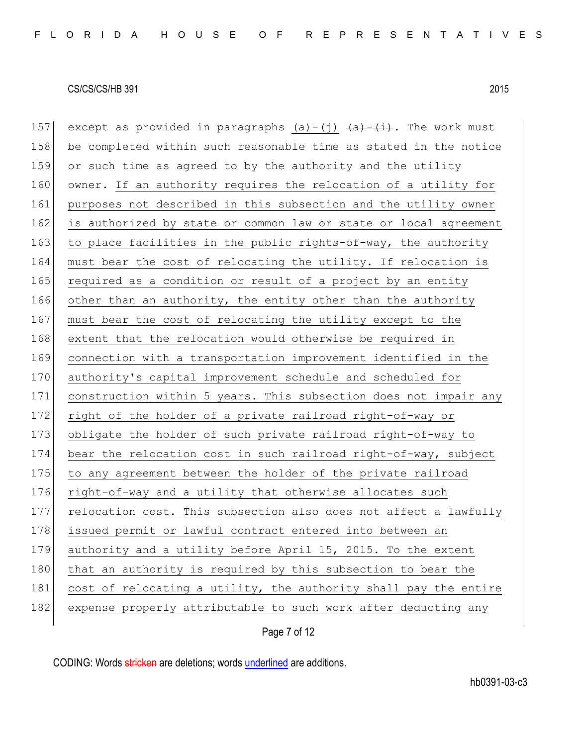157 except as provided in paragraphs <u>(a)-(j)</u> ~~(a)-(i)~~. The work must
158 be completed within such reasonable time as stated in the notice
159 or such time as agreed to by the authority and the utility
160 owner. <u>If an authority requires the relocation of a utility for</u>
161 <u>purposes not described in this subsection and the utility owner</u>
162 <u>is authorized by state or common law or state or local agreement</u>
163 <u>to place facilities in the public rights-of-way, the authority</u>
164 <u>must bear the cost of relocating the utility. If relocation is</u>
165 <u>required as a condition or result of a project by an entity</u>
166 <u>other than an authority, the entity other than the authority</u>
167 <u>must bear the cost of relocating the utility except to the</u>
168 <u>extent that the relocation would otherwise be required in</u>
169 <u>connection with a transportation improvement identified in the</u>
170 <u>authority's capital improvement schedule and scheduled for</u>
171 <u>construction within 5 years. This subsection does not impair any</u>
172 <u>right of the holder of a private railroad right-of-way or</u>
173 <u>obligate the holder of such private railroad right-of-way to</u>
174 <u>bear the relocation cost in such railroad right-of-way, subject</u>
175 <u>to any agreement between the holder of the private railroad</u>
176 <u>right-of-way and a utility that otherwise allocates such</u>
177 <u>relocation cost. This subsection also does not affect a lawfully</u>
178 <u>issued permit or lawful contract entered into between an</u>
179 <u>authority and a utility before April 15, 2015. To the extent</u>
180 <u>that an authority is required by this subsection to bear the</u>
181 <u>cost of relocating a utility, the authority shall pay the entire</u>
182 <u>expense properly attributable to such work after deducting any</u>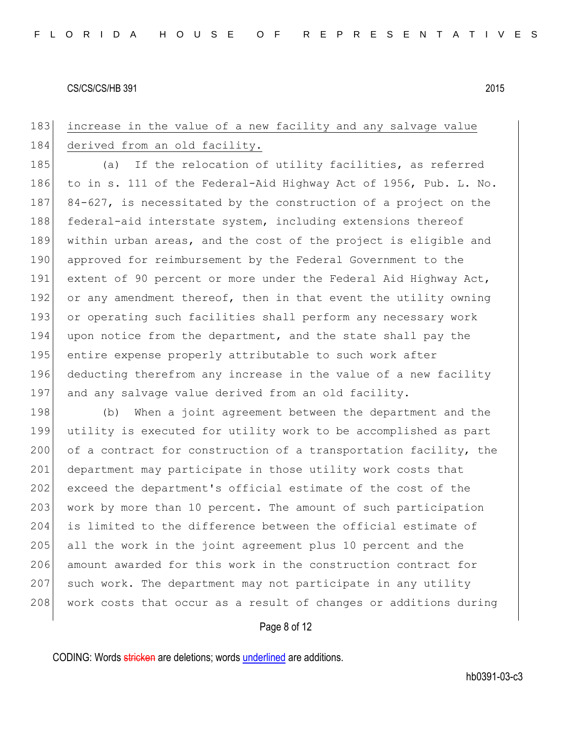increase in the value of a new facility and any salvage value derived from an old facility.

(a) If the relocation of utility facilities, as referred to in s. 111 of the Federal-Aid Highway Act of 1956, Pub. L. No. 84-627, is necessitated by the construction of a project on the federal-aid interstate system, including extensions thereof within urban areas, and the cost of the project is eligible and approved for reimbursement by the Federal Government to the extent of 90 percent or more under the Federal Aid Highway Act, or any amendment thereof, then in that event the utility owning or operating such facilities shall perform any necessary work upon notice from the department, and the state shall pay the entire expense properly attributable to such work after deducting therefrom any increase in the value of a new facility and any salvage value derived from an old facility.

(b) When a joint agreement between the department and the utility is executed for utility work to be accomplished as part of a contract for construction of a transportation facility, the department may participate in those utility work costs that exceed the department's official estimate of the cost of the work by more than 10 percent. The amount of such participation is limited to the difference between the official estimate of all the work in the joint agreement plus 10 percent and the amount awarded for this work in the construction contract for such work. The department may not participate in any utility work costs that occur as a result of changes or additions during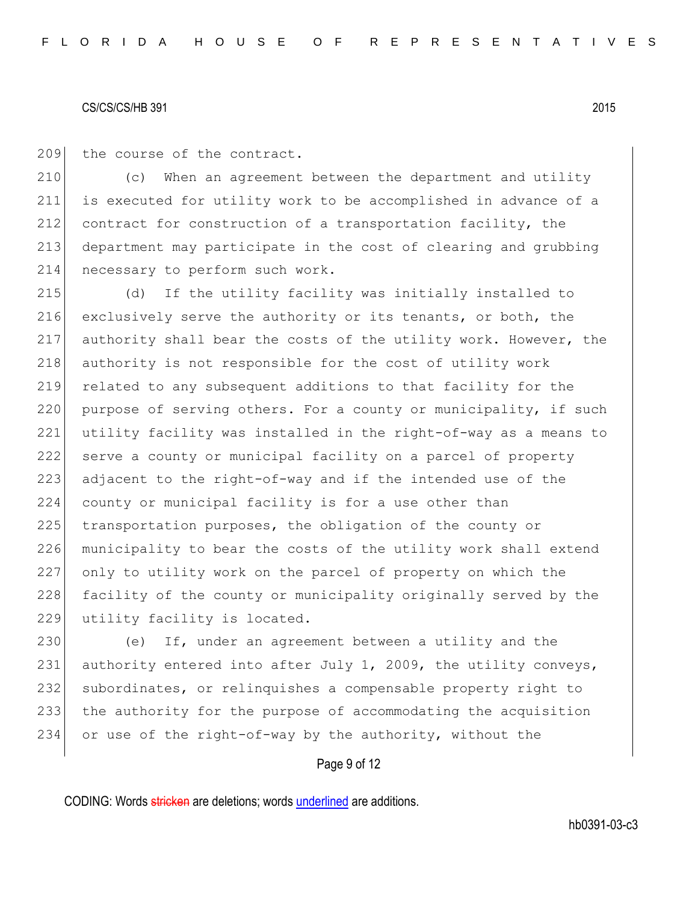the course of the contract.

(c) When an agreement between the department and utility is executed for utility work to be accomplished in advance of a contract for construction of a transportation facility, the department may participate in the cost of clearing and grubbing necessary to perform such work.

(d) If the utility facility was initially installed to exclusively serve the authority or its tenants, or both, the authority shall bear the costs of the utility work. However, the authority is not responsible for the cost of utility work related to any subsequent additions to that facility for the purpose of serving others. For a county or municipality, if such utility facility was installed in the right-of-way as a means to serve a county or municipal facility on a parcel of property adjacent to the right-of-way and if the intended use of the county or municipal facility is for a use other than transportation purposes, the obligation of the county or municipality to bear the costs of the utility work shall extend only to utility work on the parcel of property on which the facility of the county or municipality originally served by the utility facility is located.

(e) If, under an agreement between a utility and the authority entered into after July 1, 2009, the utility conveys, subordinates, or relinquishes a compensable property right to the authority for the purpose of accommodating the acquisition or use of the right-of-way by the authority, without the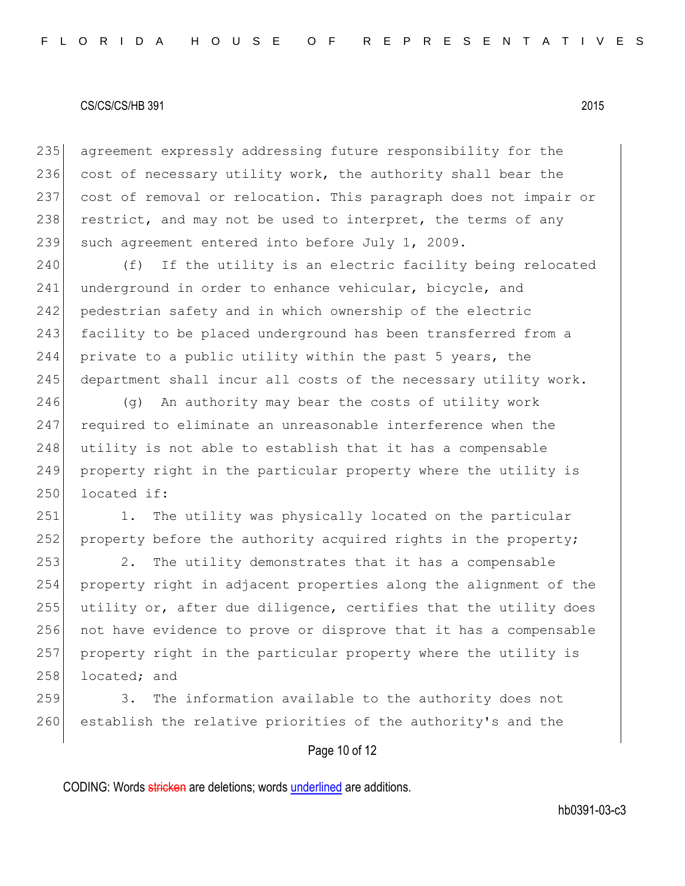agreement expressly addressing future responsibility for the cost of necessary utility work, the authority shall bear the cost of removal or relocation. This paragraph does not impair or restrict, and may not be used to interpret, the terms of any such agreement entered into before July 1, 2009.

(f) If the utility is an electric facility being relocated underground in order to enhance vehicular, bicycle, and pedestrian safety and in which ownership of the electric facility to be placed underground has been transferred from a private to a public utility within the past 5 years, the department shall incur all costs of the necessary utility work.

(g) An authority may bear the costs of utility work required to eliminate an unreasonable interference when the utility is not able to establish that it has a compensable property right in the particular property where the utility is located if:

1. The utility was physically located on the particular property before the authority acquired rights in the property;

2. The utility demonstrates that it has a compensable property right in adjacent properties along the alignment of the utility or, after due diligence, certifies that the utility does not have evidence to prove or disprove that it has a compensable property right in the particular property where the utility is located; and

3. The information available to the authority does not establish the relative priorities of the authority's and the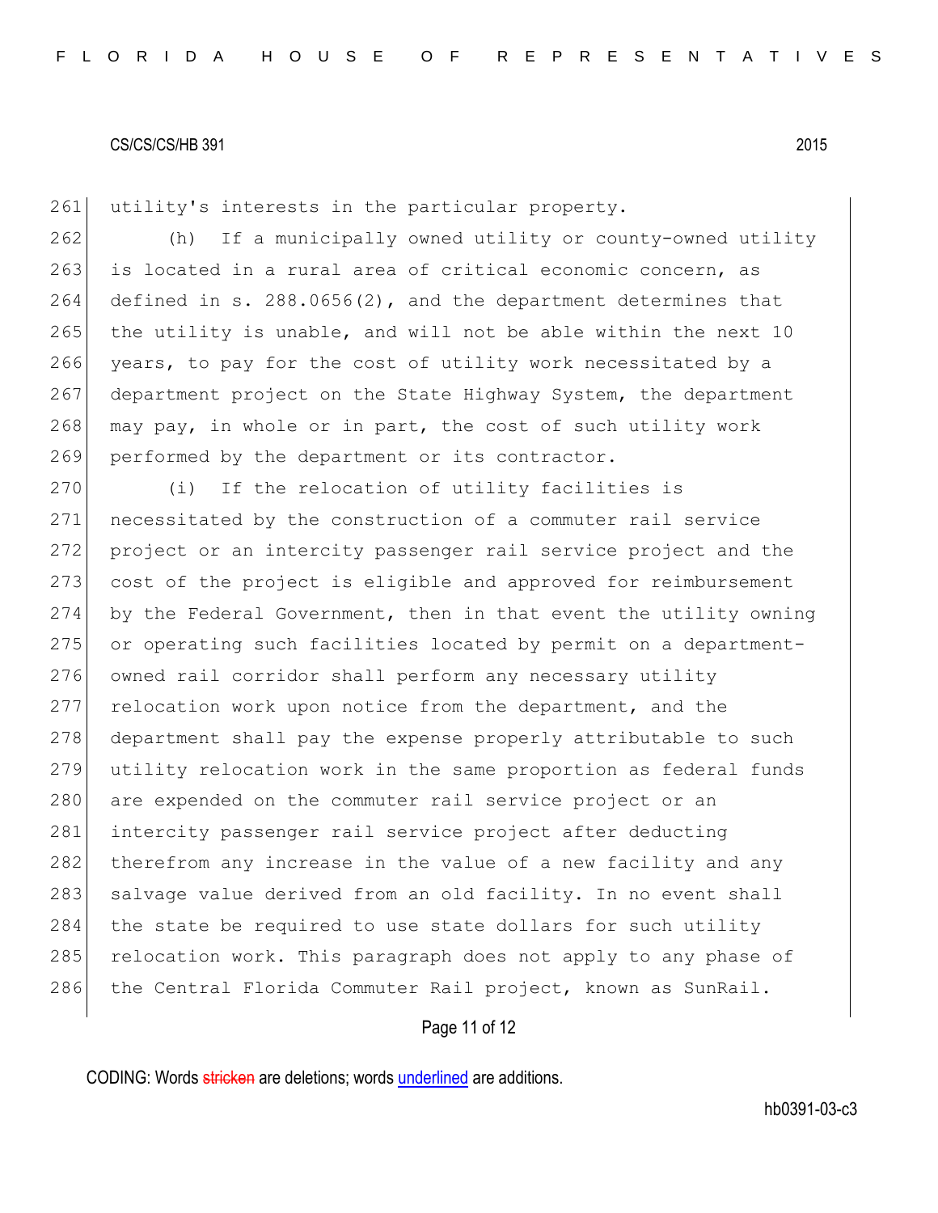utility's interests in the particular property.

(h) If a municipally owned utility or county-owned utility is located in a rural area of critical economic concern, as defined in s. 288.0656(2), and the department determines that the utility is unable, and will not be able within the next 10 years, to pay for the cost of utility work necessitated by a department project on the State Highway System, the department may pay, in whole or in part, the cost of such utility work performed by the department or its contractor.

(i) If the relocation of utility facilities is necessitated by the construction of a commuter rail service project or an intercity passenger rail service project and the cost of the project is eligible and approved for reimbursement by the Federal Government, then in that event the utility owning or operating such facilities located by permit on a department-owned rail corridor shall perform any necessary utility relocation work upon notice from the department, and the department shall pay the expense properly attributable to such utility relocation work in the same proportion as federal funds are expended on the commuter rail service project or an intercity passenger rail service project after deducting therefrom any increase in the value of a new facility and any salvage value derived from an old facility. In no event shall the state be required to use state dollars for such utility relocation work. This paragraph does not apply to any phase of the Central Florida Commuter Rail project, known as SunRail.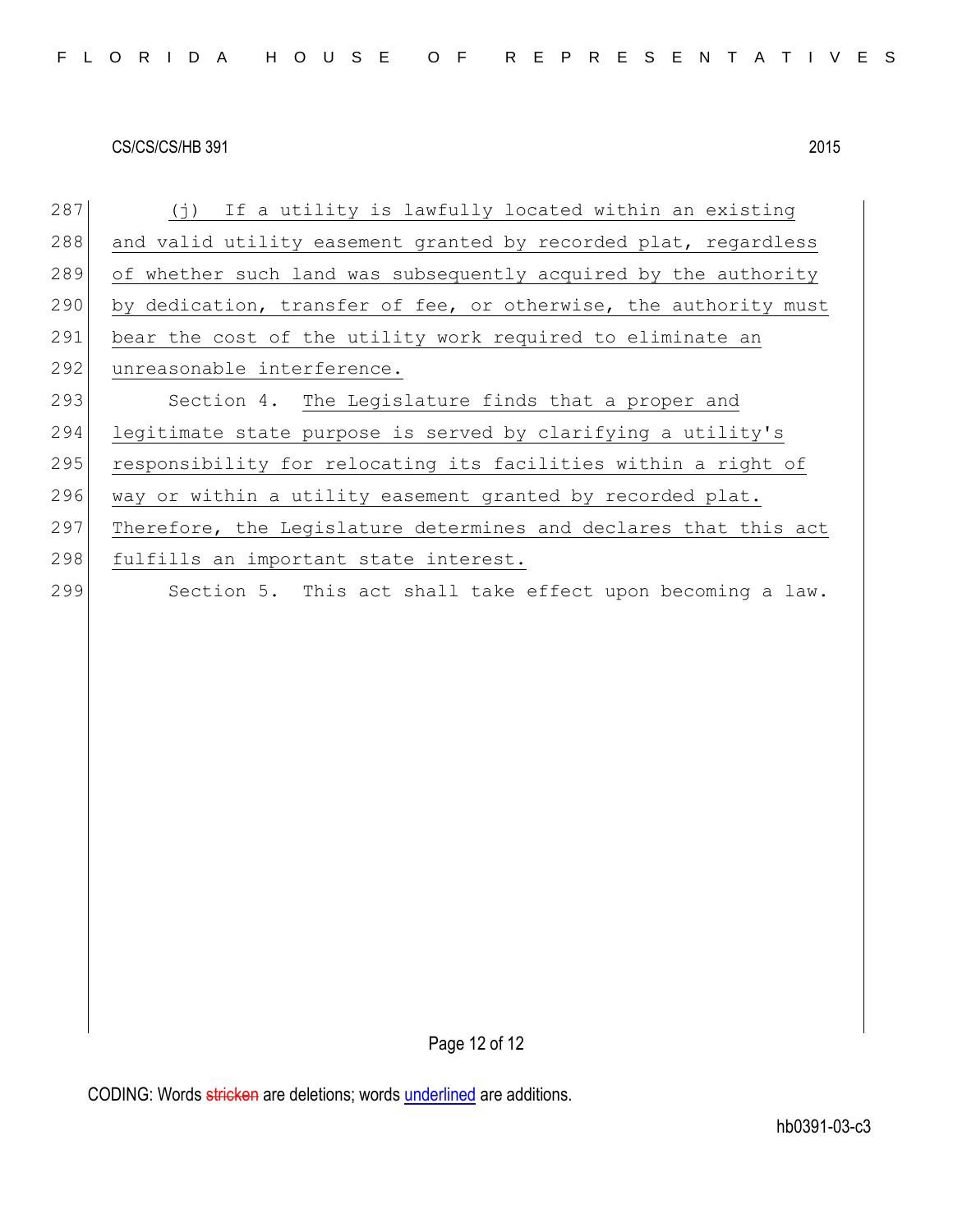287 (j) If a utility is lawfully located within an existing
288 and valid utility easement granted by recorded plat, regardless
289 of whether such land was subsequently acquired by the authority
290 by dedication, transfer of fee, or otherwise, the authority must
291 bear the cost of the utility work required to eliminate an
292 unreasonable interference.

293 Section 4. The Legislature finds that a proper and
294 legitimate state purpose is served by clarifying a utility's
295 responsibility for relocating its facilities within a right of
296 way or within a utility easement granted by recorded plat.
297 Therefore, the Legislature determines and declares that this act
298 fulfills an important state interest.

299 Section 5. This act shall take effect upon becoming a law.